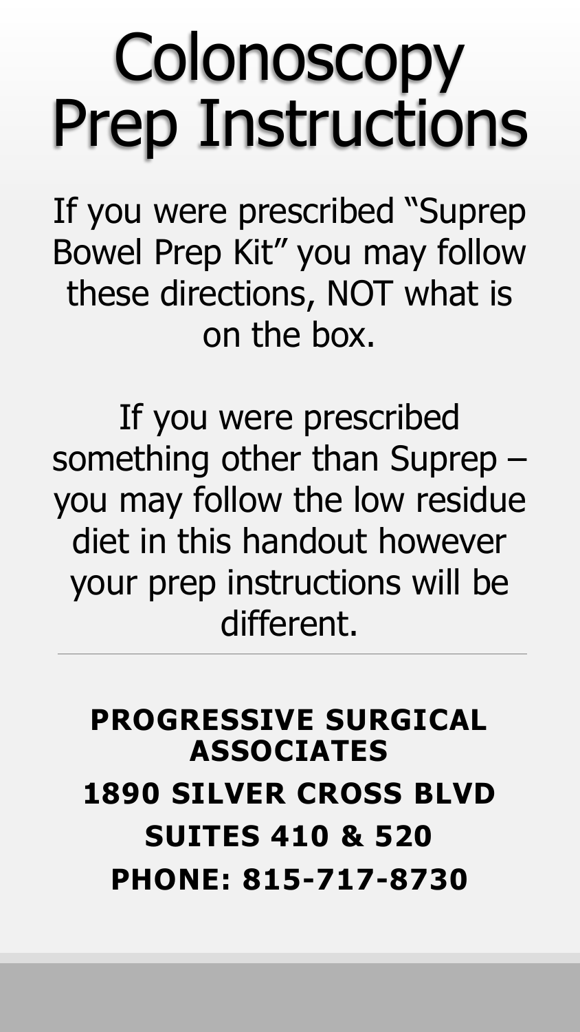# Colonoscopy Prep Instructions

If you were prescribed "Suprep Bowel Prep Kit" you may follow these directions, NOT what is on the box.

If you were prescribed something other than Suprep – you may follow the low residue diet in this handout however your prep instructions will be different.

---

**PROGRESSIVE SURGICAL ASSOCIATES**

**1890 SILVER CROSS BLVD**

**SUITES 410 & 520**

**PHONE: 815-717-8730**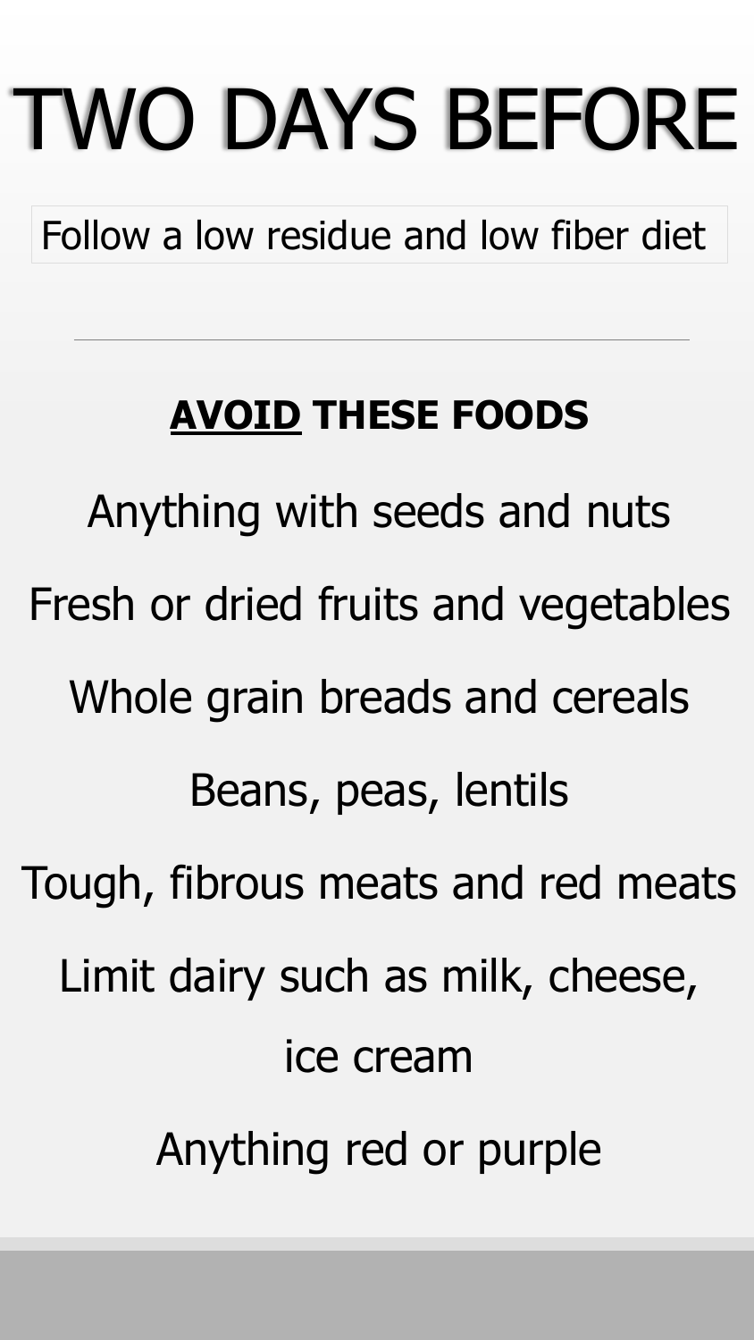# TWO DAYS BEFORE

Follow a low residue and low fiber diet

---

**AVOID THESE FOODS**

Anything with seeds and nuts

Fresh or dried fruits and vegetables

Whole grain breads and cereals

Beans, peas, lentils

Tough, fibrous meats and red meats

Limit dairy such as milk, cheese, ice cream

Anything red or purple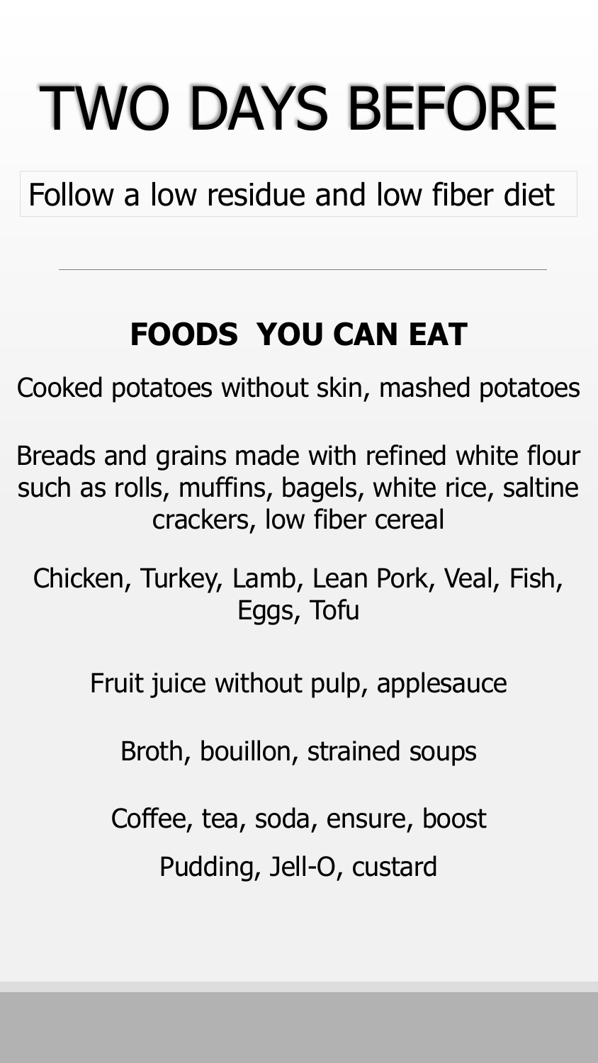# TWO DAYS BEFORE

Follow a low residue and low fiber diet

---

## FOODS YOU CAN EAT

Cooked potatoes without skin, mashed potatoes

Breads and grains made with refined white flour such as rolls, muffins, bagels, white rice, saltine crackers, low fiber cereal

Chicken, Turkey, Lamb, Lean Pork, Veal, Fish, Eggs, Tofu

Fruit juice without pulp, applesauce

Broth, bouillon, strained soups

Coffee, tea, soda, ensure, boost

Pudding, Jell-O, custard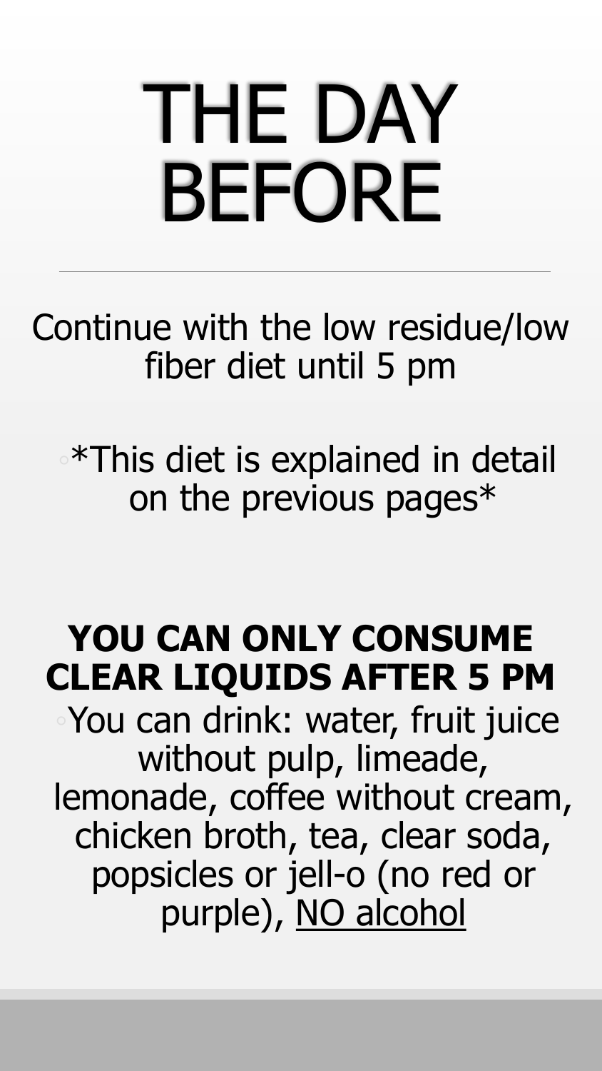# THE DAY BEFORE

Continue with the low residue/low fiber diet until 5 pm

- *This diet is explained in detail on the previous pages*

**YOU CAN ONLY CONSUME CLEAR LIQUIDS AFTER 5 PM**

- You can drink: water, fruit juice without pulp, limeade, lemonade, coffee without cream, chicken broth, tea, clear soda, popsicles or jell-o (no red or purple), <u>NO alcohol</u>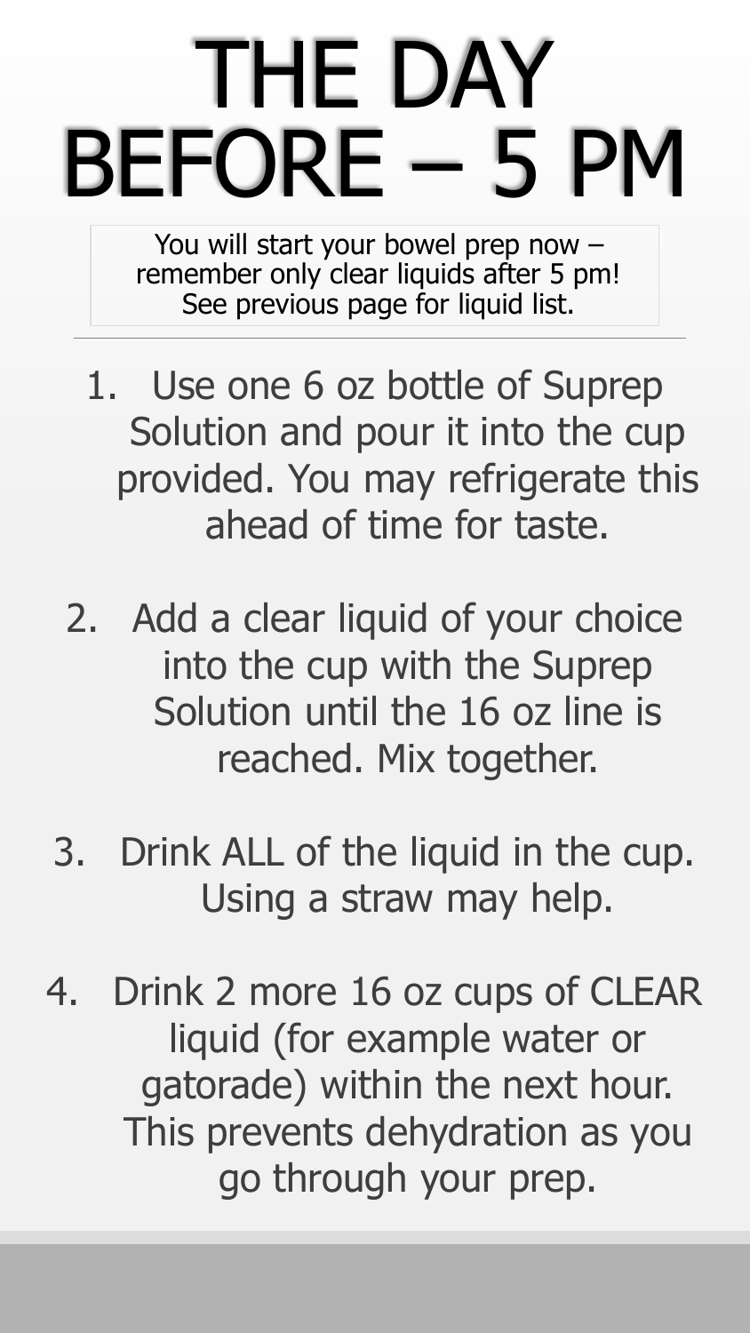# THE DAY BEFORE – 5 PM

You will start your bowel prep now – remember only clear liquids after 5 pm! See previous page for liquid list.

---

1. Use one 6 oz bottle of Suprep Solution and pour it into the cup provided. You may refrigerate this ahead of time for taste.

2. Add a clear liquid of your choice into the cup with the Suprep Solution until the 16 oz line is reached. Mix together.

3. Drink ALL of the liquid in the cup. Using a straw may help.

4. Drink 2 more 16 oz cups of CLEAR liquid (for example water or gatorade) within the next hour. This prevents dehydration as you go through your prep.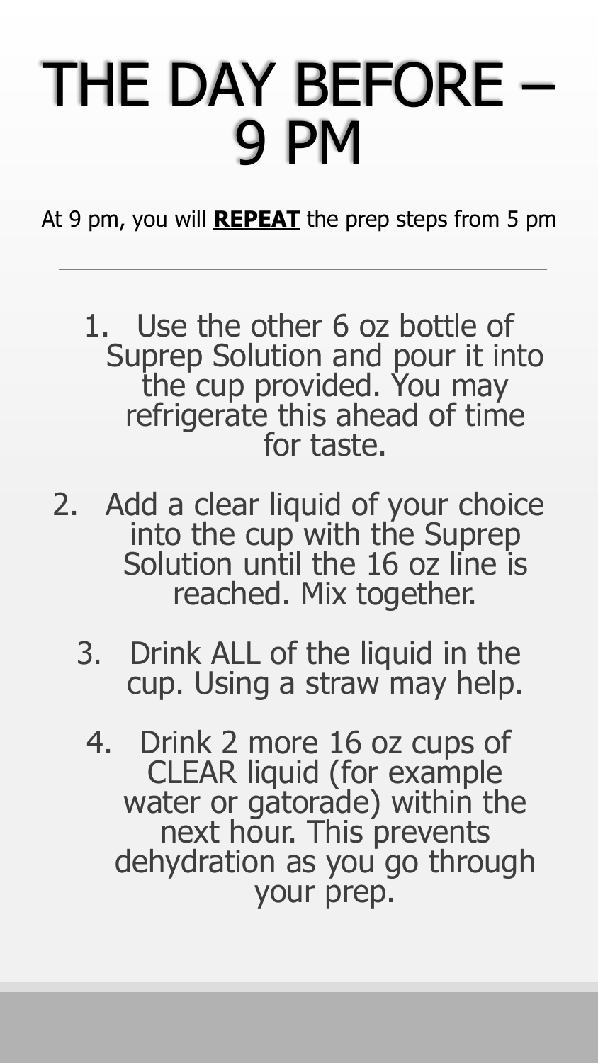# THE DAY BEFORE – 9 PM

At 9 pm, you will **REPEAT** the prep steps from 5 pm

---

1. Use the other 6 oz bottle of Suprep Solution and pour it into the cup provided. You may refrigerate this ahead of time for taste.
2. Add a clear liquid of your choice into the cup with the Suprep Solution until the 16 oz line is reached. Mix together.
3. Drink ALL of the liquid in the cup. Using a straw may help.
4. Drink 2 more 16 oz cups of CLEAR liquid (for example water or gatorade) within the next hour. This prevents dehydration as you go through your prep.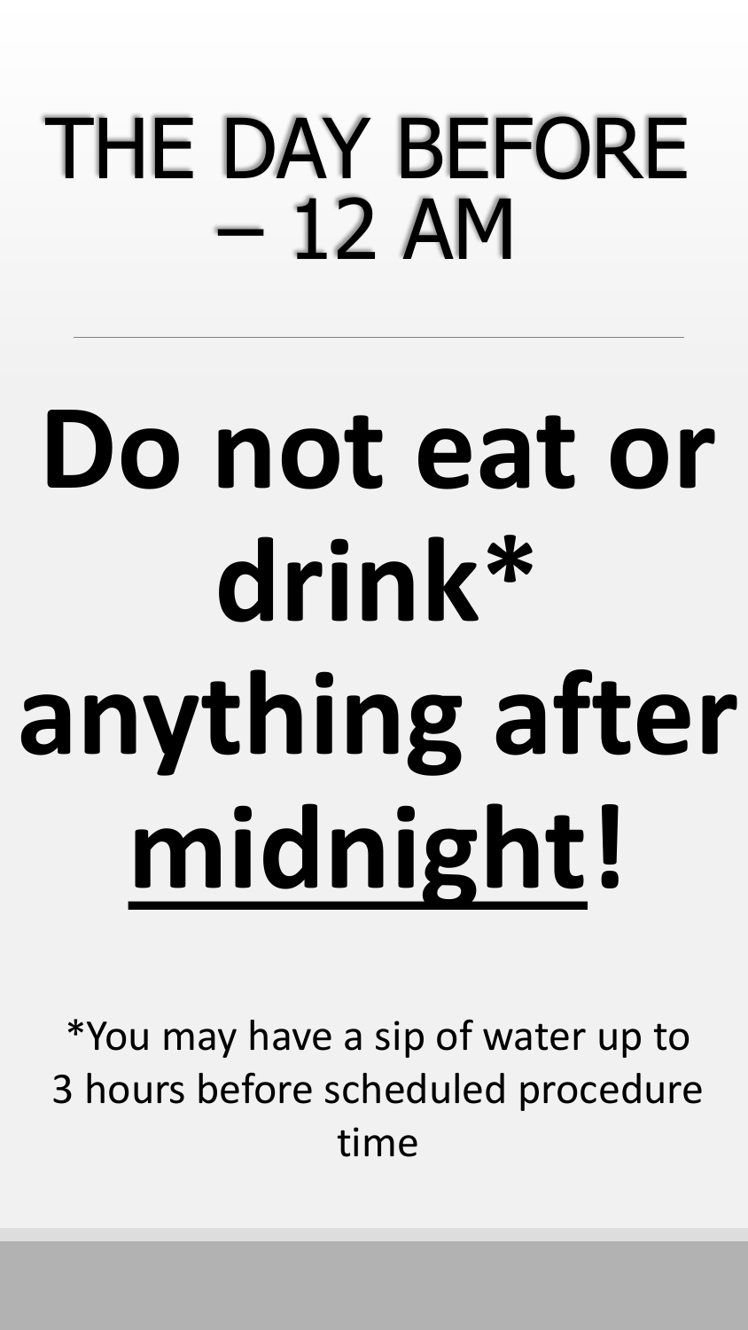# THE DAY BEFORE – 12 AM

---

**Do not eat or drink* anything after <u>midnight</u>!**

*You may have a sip of water up to 3 hours before scheduled procedure time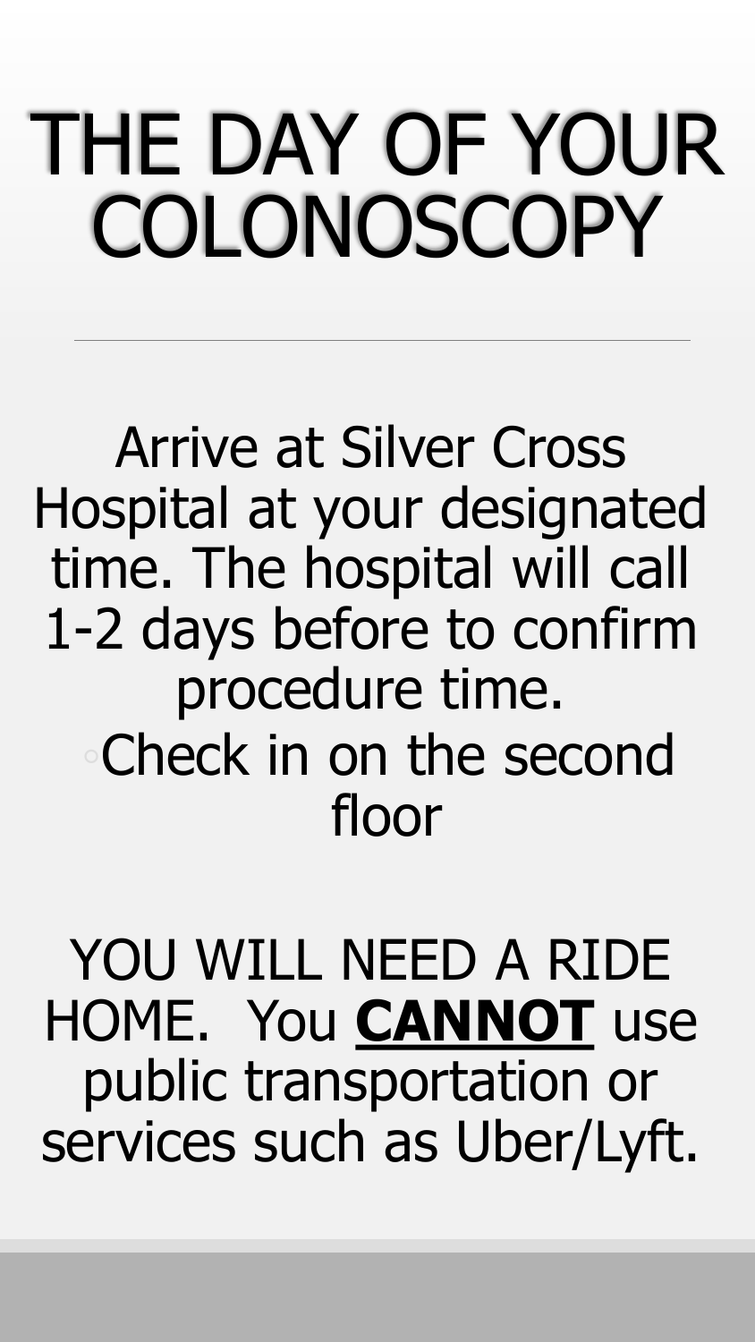# THE DAY OF YOUR COLONOSCOPY

Arrive at Silver Cross Hospital at your designated time. The hospital will call 1-2 days before to confirm procedure time.

- Check in on the second floor

YOU WILL NEED A RIDE HOME. You **CANNOT** use public transportation or services such as Uber/Lyft.